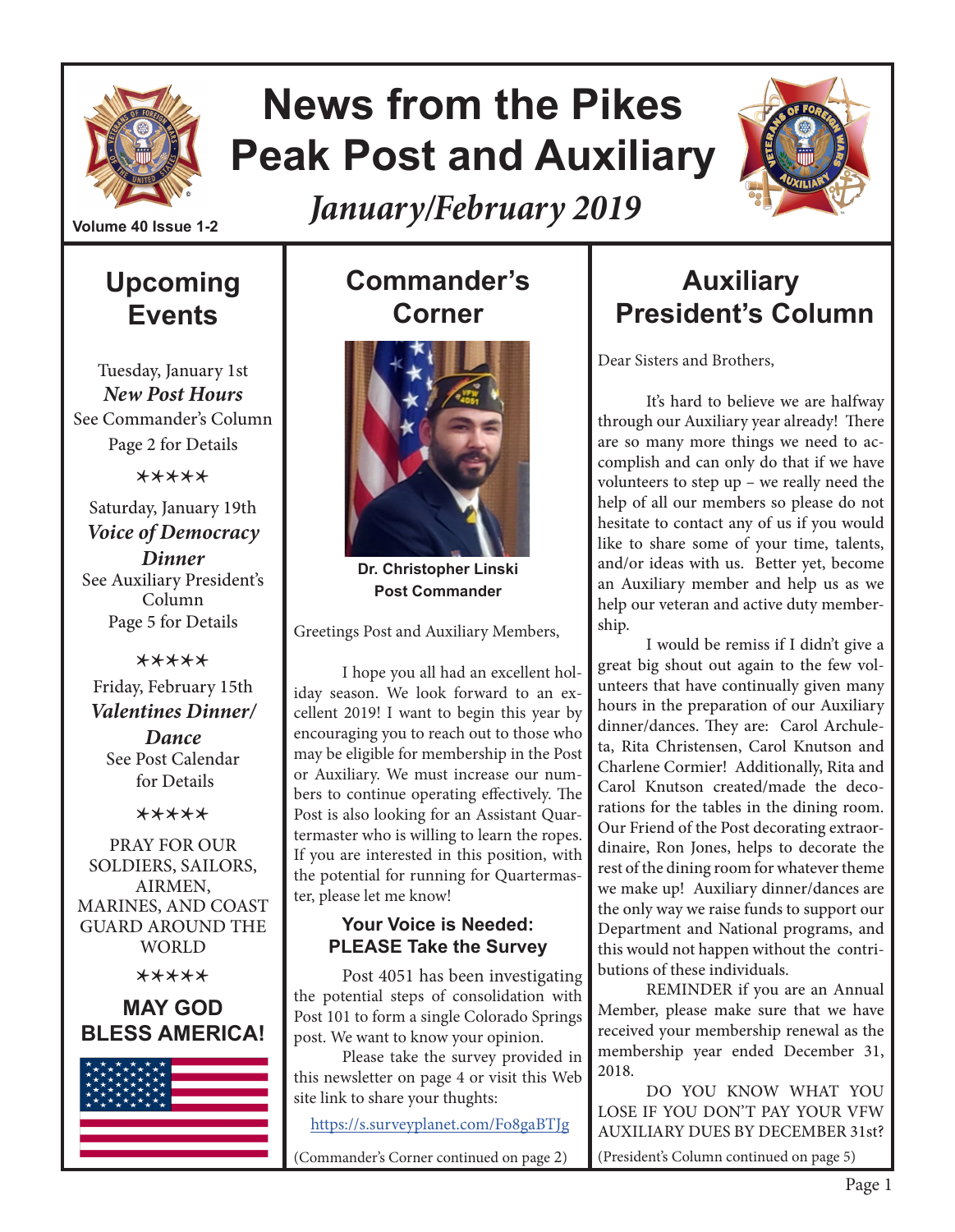# News from the Pikes Peak Post and Auxiliary

*January/February 2019*

Volume 40 Issue 1-2

## Upcoming Events

Tuesday, January 1st
***New Post Hours***
See Commander's Column
Page 2 for Details

✶✶✶✶✶

Saturday, January 19th
***Voice of Democracy Dinner***
See Auxiliary President's Column
Page 5 for Details

✶✶✶✶✶

Friday, February 15th
***Valentines Dinner/ Dance***
See Post Calendar for Details

✶✶✶✶✶

PRAY FOR OUR SOLDIERS, SAILORS, AIRMEN, MARINES, AND COAST GUARD AROUND THE WORLD

✶✶✶✶✶

**MAY GOD BLESS AMERICA!**

## Commander's Corner

**Dr. Christopher Linski**
**Post Commander**

Greetings Post and Auxiliary Members,

I hope you all had an excellent holiday season. We look forward to an excellent 2019! I want to begin this year by encouraging you to reach out to those who may be eligible for membership in the Post or Auxiliary. We must increase our numbers to continue operating effectively. The Post is also looking for an Assistant Quartermaster who is willing to learn the ropes. If you are interested in this position, with the potential for running for Quartermaster, please let me know!

### Your Voice is Needed: PLEASE Take the Survey

Post 4051 has been investigating the potential steps of consolidation with Post 101 to form a single Colorado Springs post. We want to know your opinion.

Please take the survey provided in this newsletter on page 4 or visit this Web site link to share your thoughts:

https://s.surveyplanet.com/Fo8gaBTJg

(Commander's Corner continued on page 2)

## Auxiliary President's Column

Dear Sisters and Brothers,

It's hard to believe we are halfway through our Auxiliary year already! There are so many more things we need to accomplish and can only do that if we have volunteers to step up – we really need the help of all our members so please do not hesitate to contact any of us if you would like to share some of your time, talents, and/or ideas with us. Better yet, become an Auxiliary member and help us as we help our veteran and active duty membership.

I would be remiss if I didn't give a great big shout out again to the few volunteers that have continually given many hours in the preparation of our Auxiliary dinner/dances. They are: Carol Archuleta, Rita Christensen, Carol Knutson and Charlene Cormier! Additionally, Rita and Carol Knutson created/made the decorations for the tables in the dining room. Our Friend of the Post decorating extraordinaire, Ron Jones, helps to decorate the rest of the dining room for whatever theme we make up! Auxiliary dinner/dances are the only way we raise funds to support our Department and National programs, and this would not happen without the contributions of these individuals.

REMINDER if you are an Annual Member, please make sure that we have received your membership renewal as the membership year ended December 31, 2018.

DO YOU KNOW WHAT YOU LOSE IF YOU DON'T PAY YOUR VFW AUXILIARY DUES BY DECEMBER 31st?

(President's Column continued on page 5)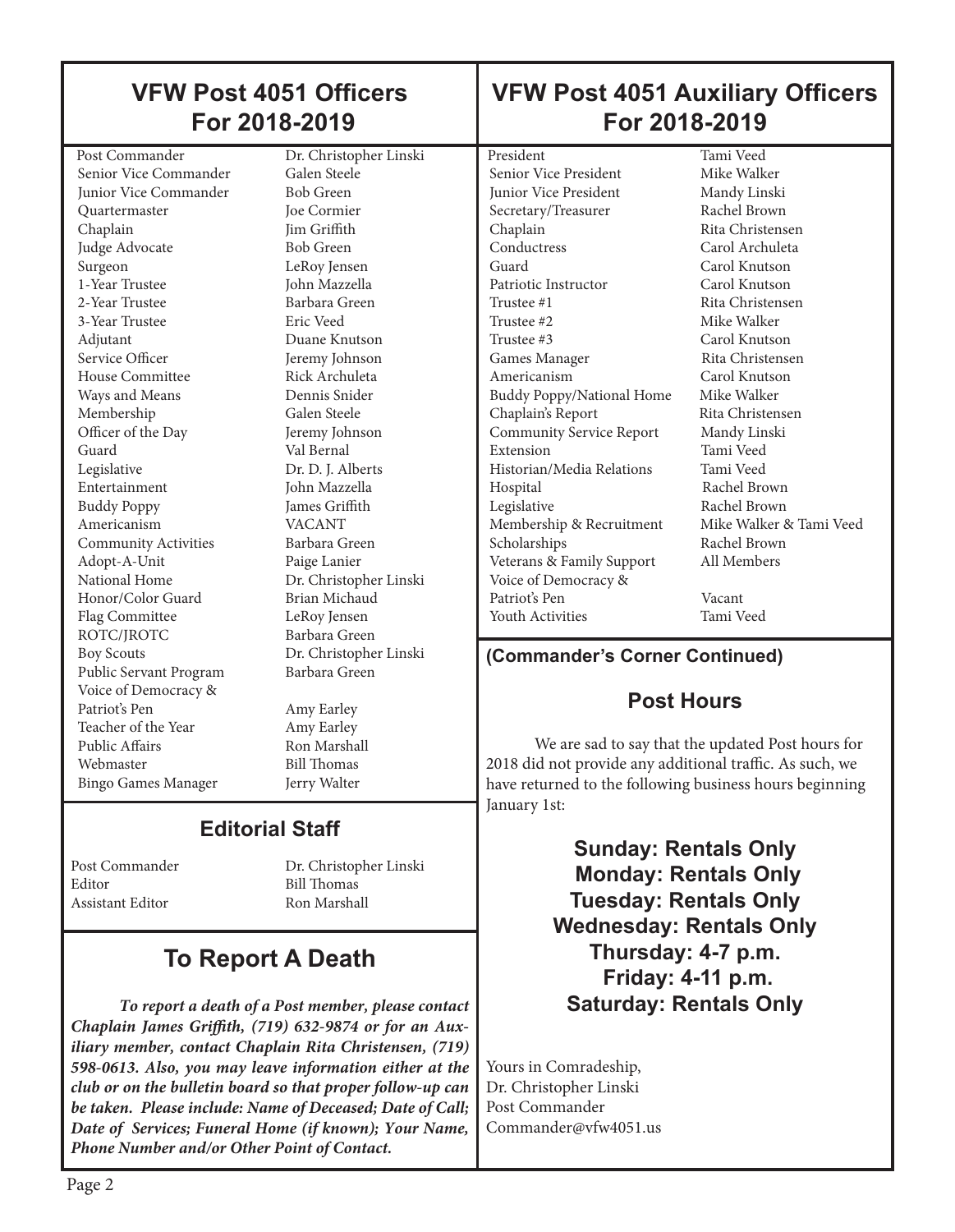## VFW Post 4051 Officers For 2018-2019

| Position | Name |
|---|---|
| Post Commander | Dr. Christopher Linski |
| Senior Vice Commander | Galen Steele |
| Junior Vice Commander | Bob Green |
| Quartermaster | Joe Cormier |
| Chaplain | Jim Griffith |
| Judge Advocate | Bob Green |
| Surgeon | LeRoy Jensen |
| 1-Year Trustee | John Mazzella |
| 2-Year Trustee | Barbara Green |
| 3-Year Trustee | Eric Veed |
| Adjutant | Duane Knutson |
| Service Officer | Jeremy Johnson |
| House Committee | Rick Archuleta |
| Ways and Means | Dennis Snider |
| Membership | Galen Steele |
| Officer of the Day | Jeremy Johnson |
| Guard | Val Bernal |
| Legislative | Dr. D. J. Alberts |
| Entertainment | John Mazzella |
| Buddy Poppy | James Griffith |
| Americanism | VACANT |
| Community Activities | Barbara Green |
| Adopt-A-Unit | Paige Lanier |
| National Home | Dr. Christopher Linski |
| Honor/Color Guard | Brian Michaud |
| Flag Committee | LeRoy Jensen |
| ROTC/JROTC | Barbara Green |
| Boy Scouts | Dr. Christopher Linski |
| Public Servant Program | Barbara Green |
| Voice of Democracy & Patriot's Pen | Amy Earley |
| Teacher of the Year | Amy Earley |
| Public Affairs | Ron Marshall |
| Webmaster | Bill Thomas |
| Bingo Games Manager | Jerry Walter |

## Editorial Staff

| Position | Name |
|---|---|
| Post Commander | Dr. Christopher Linski |
| Editor | Bill Thomas |
| Assistant Editor | Ron Marshall |

## To Report A Death

***To report a death of a Post member, please contact Chaplain James Griffith, (719) 632-9874 or for an Auxiliary member, contact Chaplain Rita Christensen, (719) 598-0613. Also, you may leave information either at the club or on the bulletin board so that proper follow-up can be taken. Please include: Name of Deceased; Date of Call; Date of Services; Funeral Home (if known); Your Name, Phone Number and/or Other Point of Contact.***

## VFW Post 4051 Auxiliary Officers For 2018-2019

| Position | Name |
|---|---|
| President | Tami Veed |
| Senior Vice President | Mike Walker |
| Junior Vice President | Mandy Linski |
| Secretary/Treasurer | Rachel Brown |
| Chaplain | Rita Christensen |
| Conductress | Carol Archuleta |
| Guard | Carol Knutson |
| Patriotic Instructor | Carol Knutson |
| Trustee #1 | Rita Christensen |
| Trustee #2 | Mike Walker |
| Trustee #3 | Carol Knutson |
| Games Manager | Rita Christensen |
| Americanism | Carol Knutson |
| Buddy Poppy/National Home | Mike Walker |
| Chaplain's Report | Rita Christensen |
| Community Service Report | Mandy Linski |
| Extension | Tami Veed |
| Historian/Media Relations | Tami Veed |
| Hospital | Rachel Brown |
| Legislative | Rachel Brown |
| Membership & Recruitment | Mike Walker & Tami Veed |
| Scholarships | Rachel Brown |
| Veterans & Family Support | All Members |
| Voice of Democracy & Patriot's Pen | Vacant |
| Youth Activities | Tami Veed |

### (Commander's Corner Continued)

## Post Hours

We are sad to say that the updated Post hours for 2018 did not provide any additional traffic. As such, we have returned to the following business hours beginning January 1st:

**Sunday: Rentals Only**
**Monday: Rentals Only**
**Tuesday: Rentals Only**
**Wednesday: Rentals Only**
**Thursday: 4-7 p.m.**
**Friday: 4-11 p.m.**
**Saturday: Rentals Only**

Yours in Comradeship,
Dr. Christopher Linski
Post Commander
Commander@vfw4051.us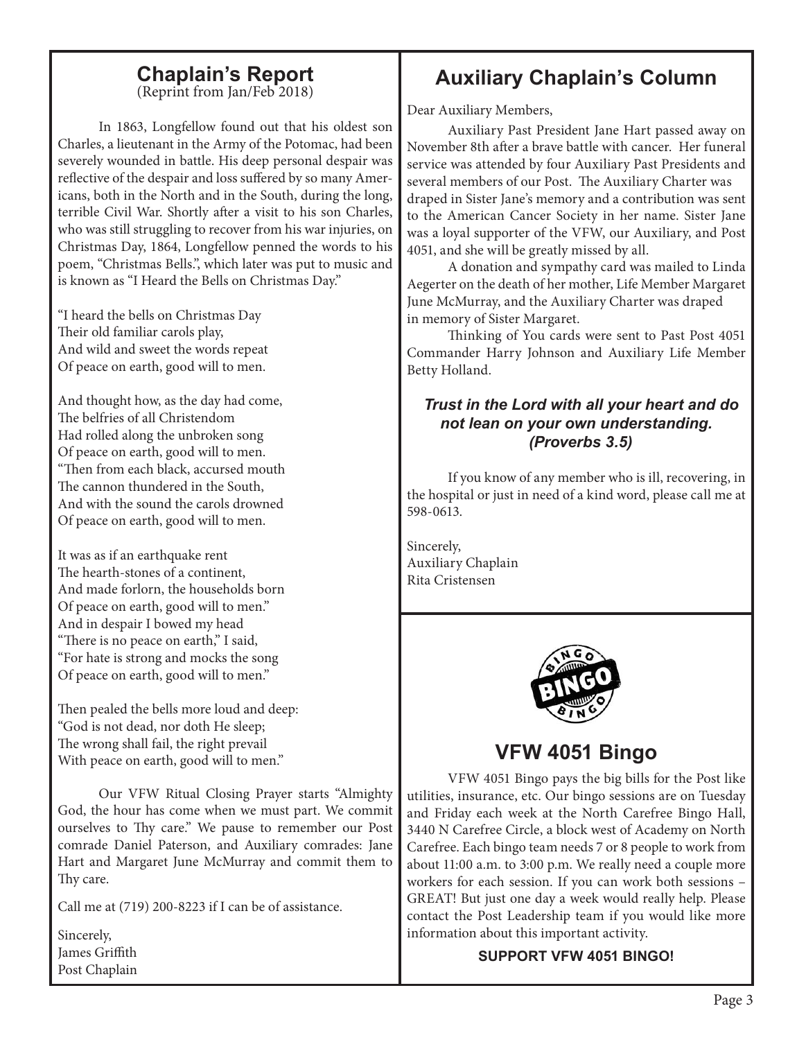## Chaplain's Report

(Reprint from Jan/Feb 2018)

In 1863, Longfellow found out that his oldest son Charles, a lieutenant in the Army of the Potomac, had been severely wounded in battle. His deep personal despair was reflective of the despair and loss suffered by so many Americans, both in the North and in the South, during the long, terrible Civil War. Shortly after a visit to his son Charles, who was still struggling to recover from his war injuries, on Christmas Day, 1864, Longfellow penned the words to his poem, "Christmas Bells.", which later was put to music and is known as "I Heard the Bells on Christmas Day."

"I heard the bells on Christmas Day
Their old familiar carols play,
And wild and sweet the words repeat
Of peace on earth, good will to men.

And thought how, as the day had come,
The belfries of all Christendom
Had rolled along the unbroken song
Of peace on earth, good will to men.
"Then from each black, accursed mouth
The cannon thundered in the South,
And with the sound the carols drowned
Of peace on earth, good will to men.

It was as if an earthquake rent
The hearth-stones of a continent,
And made forlorn, the households born
Of peace on earth, good will to men."
And in despair I bowed my head
"There is no peace on earth," I said,
"For hate is strong and mocks the song
Of peace on earth, good will to men."

Then pealed the bells more loud and deep:
"God is not dead, nor doth He sleep;
The wrong shall fail, the right prevail
With peace on earth, good will to men."

Our VFW Ritual Closing Prayer starts "Almighty God, the hour has come when we must part. We commit ourselves to Thy care." We pause to remember our Post comrade Daniel Paterson, and Auxiliary comrades: Jane Hart and Margaret June McMurray and commit them to Thy care.

Call me at (719) 200-8223 if I can be of assistance.

Sincerely,
James Griffith
Post Chaplain

## Auxiliary Chaplain's Column

Dear Auxiliary Members,

Auxiliary Past President Jane Hart passed away on November 8th after a brave battle with cancer. Her funeral service was attended by four Auxiliary Past Presidents and several members of our Post. The Auxiliary Charter was draped in Sister Jane's memory and a contribution was sent to the American Cancer Society in her name. Sister Jane was a loyal supporter of the VFW, our Auxiliary, and Post 4051, and she will be greatly missed by all.

A donation and sympathy card was mailed to Linda Aegerter on the death of her mother, Life Member Margaret June McMurray, and the Auxiliary Charter was draped in memory of Sister Margaret.

Thinking of You cards were sent to Past Post 4051 Commander Harry Johnson and Auxiliary Life Member Betty Holland.

***Trust in the Lord with all your heart and do not lean on your own understanding. (Proverbs 3.5)***

If you know of any member who is ill, recovering, in the hospital or just in need of a kind word, please call me at 598-0613.

Sincerely,
Auxiliary Chaplain
Rita Cristensen

## VFW 4051 Bingo

VFW 4051 Bingo pays the big bills for the Post like utilities, insurance, etc. Our bingo sessions are on Tuesday and Friday each week at the North Carefree Bingo Hall, 3440 N Carefree Circle, a block west of Academy on North Carefree. Each bingo team needs 7 or 8 people to work from about 11:00 a.m. to 3:00 p.m. We really need a couple more workers for each session. If you can work both sessions – GREAT! But just one day a week would really help. Please contact the Post Leadership team if you would like more information about this important activity.

**SUPPORT VFW 4051 BINGO!**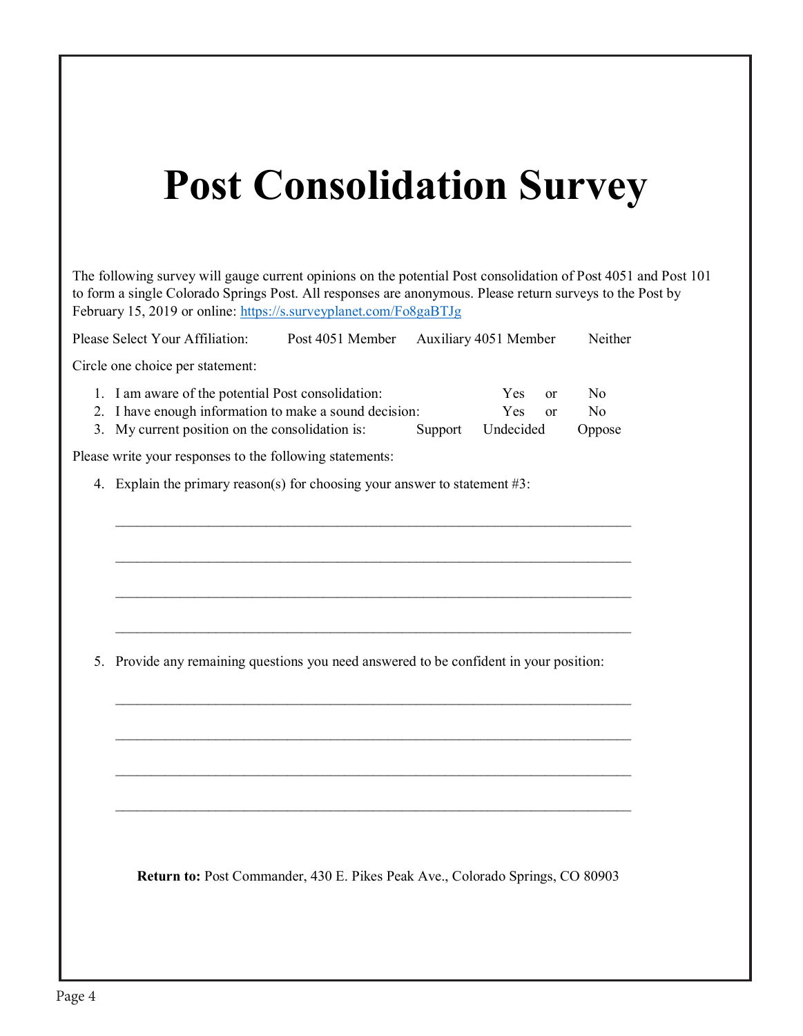# Post Consolidation Survey

The following survey will gauge current opinions on the potential Post consolidation of Post 4051 and Post 101 to form a single Colorado Springs Post. All responses are anonymous. Please return surveys to the Post by February 15, 2019 or online: [https://s.surveyplanet.com/Fo8gaBTJg](https://s.surveyplanet.com/Fo8gaBTJg)

Please Select Your Affiliation: Post 4051 Member Auxiliary 4051 Member Neither

Circle one choice per statement:

1. I am aware of the potential Post consolidation: Yes or No
2. I have enough information to make a sound decision: Yes or No
3. My current position on the consolidation is: Support Undecided Oppose

Please write your responses to the following statements:

4. Explain the primary reason(s) for choosing your answer to statement #3:

   ______________________________________________________________________

   ______________________________________________________________________

   ______________________________________________________________________

   ______________________________________________________________________

5. Provide any remaining questions you need answered to be confident in your position:

   ______________________________________________________________________

   ______________________________________________________________________

   ______________________________________________________________________

   ______________________________________________________________________

**Return to:** Post Commander, 430 E. Pikes Peak Ave., Colorado Springs, CO 80903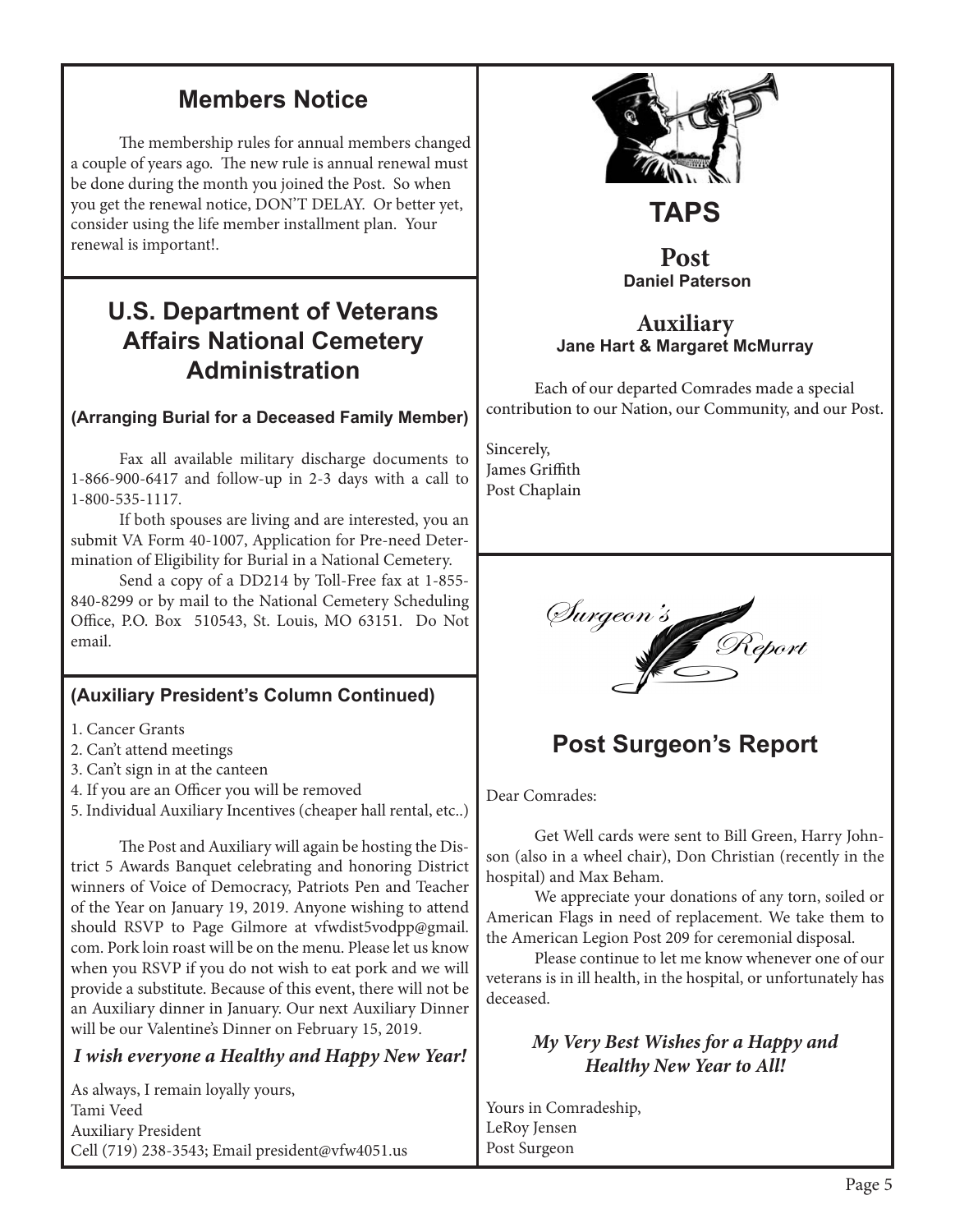## Members Notice

The membership rules for annual members changed a couple of years ago. The new rule is annual renewal must be done during the month you joined the Post. So when you get the renewal notice, DON'T DELAY. Or better yet, consider using the life member installment plan. Your renewal is important!.

## U.S. Department of Veterans Affairs National Cemetery Administration

**(Arranging Burial for a Deceased Family Member)**

Fax all available military discharge documents to 1-866-900-6417 and follow-up in 2-3 days with a call to 1-800-535-1117.

If both spouses are living and are interested, you an submit VA Form 40-1007, Application for Pre-need Determination of Eligibility for Burial in a National Cemetery.

Send a copy of a DD214 by Toll-Free fax at 1-855-840-8299 or by mail to the National Cemetery Scheduling Office, P.O. Box 510543, St. Louis, MO 63151. Do Not email.

**(Auxiliary President's Column Continued)**

1. Cancer Grants
2. Can't attend meetings
3. Can't sign in at the canteen
4. If you are an Officer you will be removed
5. Individual Auxiliary Incentives (cheaper hall rental, etc..)

The Post and Auxiliary will again be hosting the District 5 Awards Banquet celebrating and honoring District winners of Voice of Democracy, Patriots Pen and Teacher of the Year on January 19, 2019. Anyone wishing to attend should RSVP to Page Gilmore at vfwdist5vodpp@gmail.com. Pork loin roast will be on the menu. Please let us know when you RSVP if you do not wish to eat pork and we will provide a substitute. Because of this event, there will not be an Auxiliary dinner in January. Our next Auxiliary Dinner will be our Valentine's Dinner on February 15, 2019.

***I wish everyone a Healthy and Happy New Year!***

As always, I remain loyally yours,
Tami Veed
Auxiliary President
Cell (719) 238-3543; Email president@vfw4051.us

## TAPS

### Post
**Daniel Paterson**

### Auxiliary
**Jane Hart & Margaret McMurray**

Each of our departed Comrades made a special contribution to our Nation, our Community, and our Post.

Sincerely,
James Griffith
Post Chaplain

Surgeon's Report

## Post Surgeon's Report

Dear Comrades:

Get Well cards were sent to Bill Green, Harry Johnson (also in a wheel chair), Don Christian (recently in the hospital) and Max Beham.

We appreciate your donations of any torn, soiled or American Flags in need of replacement. We take them to the American Legion Post 209 for ceremonial disposal.

Please continue to let me know whenever one of our veterans is in ill health, in the hospital, or unfortunately has deceased.

***My Very Best Wishes for a Happy and Healthy New Year to All!***

Yours in Comradeship,
LeRoy Jensen
Post Surgeon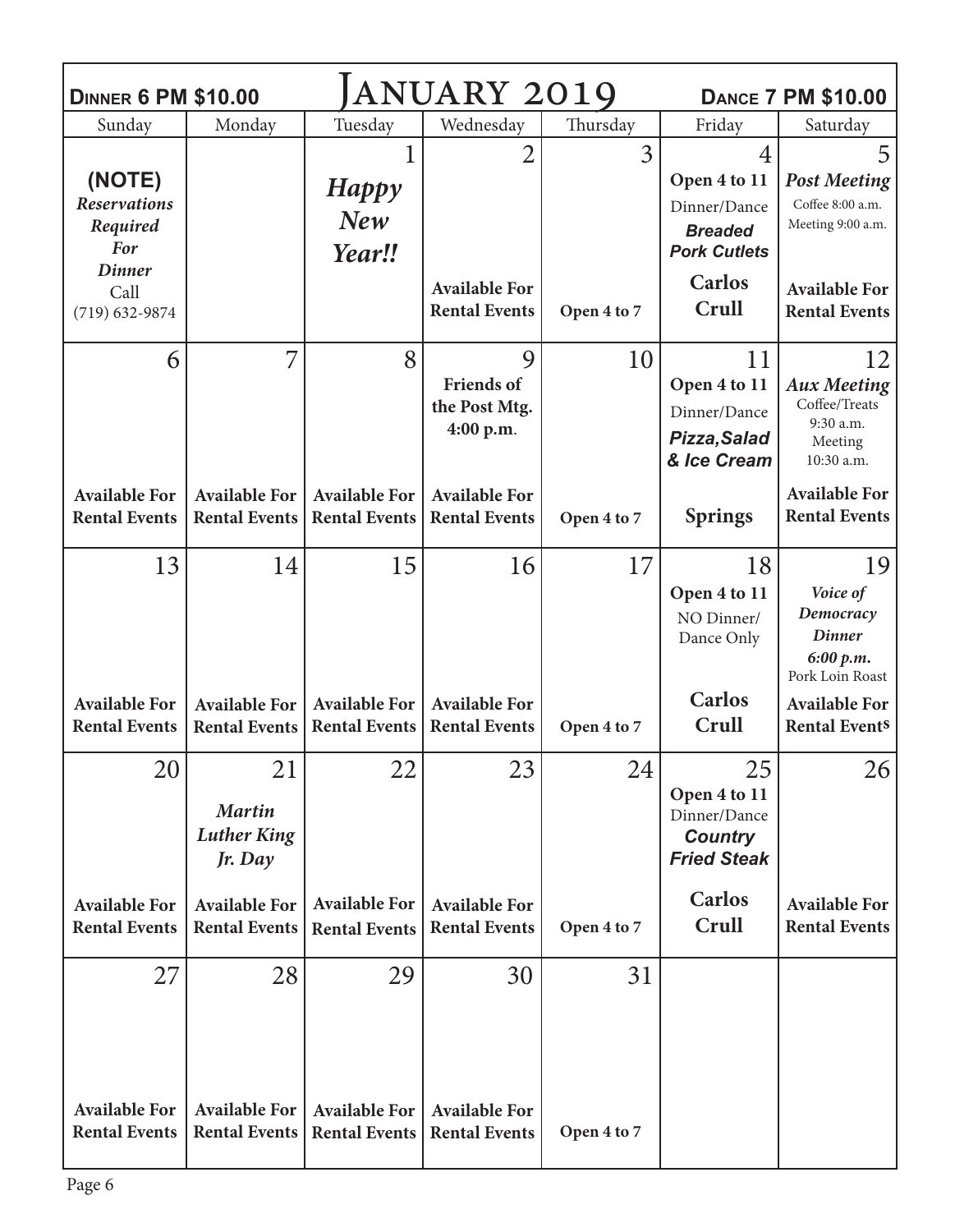**Dinner 6 PM $10.00** — **January 2019** — **Dance 7 PM $10.00**

| Sunday | Monday | Tuesday | Wednesday | Thursday | Friday | Saturday |
|---|---|---|---|---|---|---|
| **(NOTE)** *Reservations Required For Dinner* Call (719) 632-9874 | | 1 ***Happy New Year!!*** | 2 **Available For Rental Events** | 3 **Open 4 to 7** | 4 **Open 4 to 11** Dinner/Dance ***Breaded Pork Cutlets*** **Carlos Crull** | 5 ***Post Meeting*** Coffee 8:00 a.m. Meeting 9:00 a.m. **Available For Rental Events** |
| 6 **Available For Rental Events** | 7 **Available For Rental Events** | 8 **Available For Rental Events** | 9 **Friends of the Post Mtg. 4:00 p.m.** **Available For Rental Events** | 10 **Open 4 to 7** | 11 **Open 4 to 11** Dinner/Dance ***Pizza, Salad & Ice Cream*** **Springs** | 12 ***Aux Meeting*** Coffee/Treats 9:30 a.m. Meeting 10:30 a.m. **Available For Rental Events** |
| 13 **Available For Rental Events** | 14 **Available For Rental Events** | 15 **Available For Rental Events** | 16 **Available For Rental Events** | 17 **Open 4 to 7** | 18 **Open 4 to 11** NO Dinner/ Dance Only **Carlos Crull** | 19 ***Voice of Democracy Dinner 6:00 p.m.*** Pork Loin Roast **Available For Rental Events** |
| 20 **Available For Rental Events** | 21 ***Martin Luther King Jr. Day*** **Available For Rental Events** | 22 **Available For Rental Events** | 23 **Available For Rental Events** | 24 **Open 4 to 7** | 25 **Open 4 to 11** Dinner/Dance ***Country Fried Steak*** **Carlos Crull** | 26 **Available For Rental Events** |
| 27 **Available For Rental Events** | 28 **Available For Rental Events** | 29 **Available For Rental Events** | 30 **Available For Rental Events** | 31 **Open 4 to 7** | | |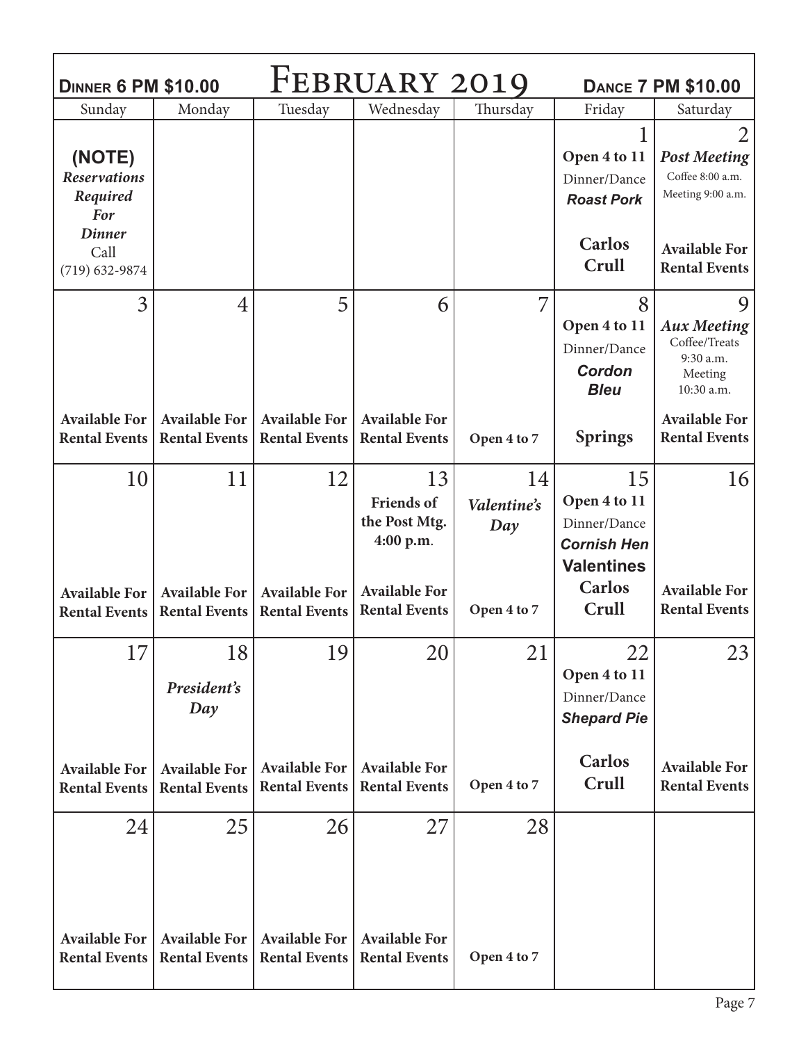**DINNER 6 PM $10.00** | **FEBRUARY 2019** | **DANCE 7 PM $10.00**

| Sunday | Monday | Tuesday | Wednesday | Thursday | Friday | Saturday |
|---|---|---|---|---|---|---|
| **(NOTE)** *Reservations Required For Dinner* Call (719) 632-9874 | | | | | 1 **Open 4 to 11** Dinner/Dance ***Roast Pork*** **Carlos Crull** | 2 ***Post Meeting*** Coffee 8:00 a.m. Meeting 9:00 a.m. **Available For Rental Events** |
| 3 **Available For Rental Events** | 4 **Available For Rental Events** | 5 **Available For Rental Events** | 6 **Available For Rental Events** | 7 **Open 4 to 7** | 8 **Open 4 to 11** Dinner/Dance ***Cordon Bleu*** **Springs** | 9 ***Aux Meeting*** Coffee/Treats 9:30 a.m. Meeting 10:30 a.m. **Available For Rental Events** |
| 10 **Available For Rental Events** | 11 **Available For Rental Events** | 12 **Available For Rental Events** | 13 **Friends of the Post Mtg. 4:00 p.m.** **Available For Rental Events** | 14 ***Valentine's Day*** **Open 4 to 7** | 15 **Open 4 to 11** Dinner/Dance ***Cornish Hen*** **Valentines** **Carlos Crull** | 16 **Available For Rental Events** |
| 17 **Available For Rental Events** | 18 ***President's Day*** **Available For Rental Events** | 19 **Available For Rental Events** | 20 **Available For Rental Events** | 21 **Open 4 to 7** | 22 **Open 4 to 11** Dinner/Dance ***Shepard Pie*** **Carlos Crull** | 23 **Available For Rental Events** |
| 24 **Available For Rental Events** | 25 **Available For Rental Events** | 26 **Available For Rental Events** | 27 **Available For Rental Events** | 28 **Open 4 to 7** | | |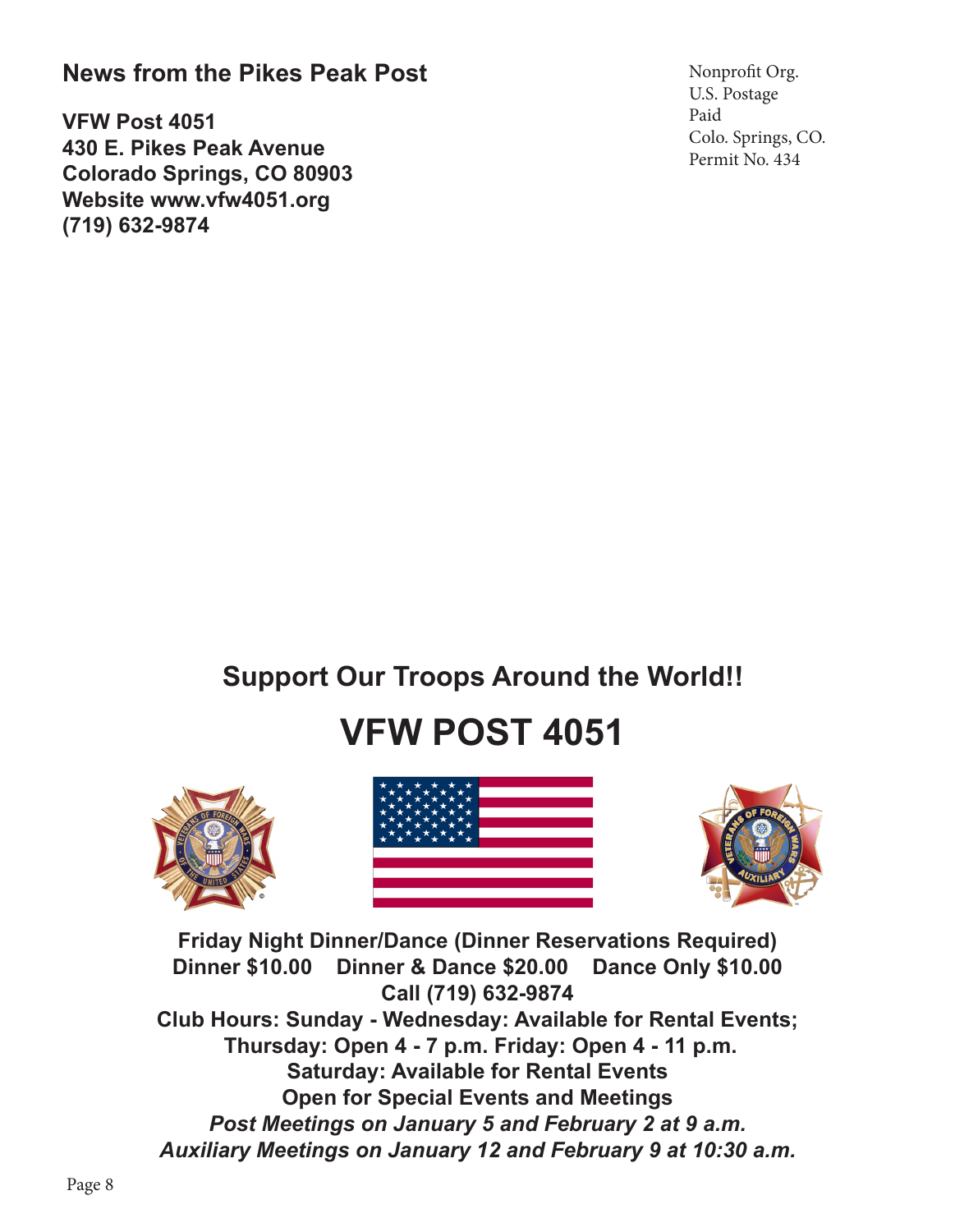**News from the Pikes Peak Post**

**VFW Post 4051**
**430 E. Pikes Peak Avenue**
**Colorado Springs, CO 80903**
**Website www.vfw4051.org**
**(719) 632-9874**

Nonprofit Org.
U.S. Postage
Paid
Colo. Springs, CO.
Permit No. 434

## Support Our Troops Around the World!!

# VFW POST 4051

**Friday Night Dinner/Dance (Dinner Reservations Required)**
**Dinner $10.00 Dinner & Dance $20.00 Dance Only $10.00**
**Call (719) 632-9874**
**Club Hours: Sunday - Wednesday: Available for Rental Events;**
**Thursday: Open 4 - 7 p.m. Friday: Open 4 - 11 p.m.**
**Saturday: Available for Rental Events**
**Open for Special Events and Meetings**
***Post Meetings on January 5 and February 2 at 9 a.m.***
***Auxiliary Meetings on January 12 and February 9 at 10:30 a.m.***